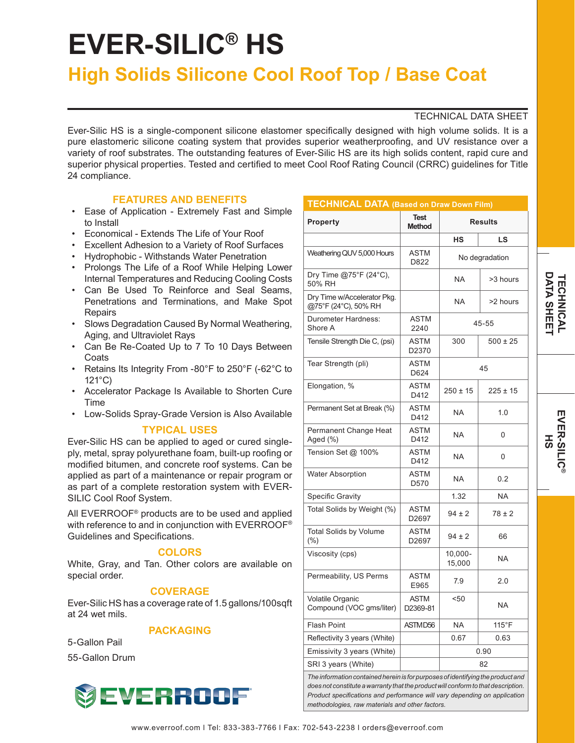# EVER-SILIC® HS

## High Solids Silicone Cool Roof Top / Base Coat

TECHNICAL DATA SHEET

Ever-Silic HS is a single-component silicone elastomer specifically designed with high volume solids. It is a pure elastomeric silicone coating system that provides superior weatherproofing, and UV resistance over a variety of roof substrates. The outstanding features of Ever-Silic HS are its high solids content, rapid cure and superior physical properties. Tested and certified to meet Cool Roof Rating Council (CRRC) guidelines for Title 24 compliance.

### FEATURES AND BENEFITS

- Ease of Application - Extremely Fast and Simple to Install
- Economical - Extends The Life of Your Roof
- Excellent Adhesion to a Variety of Roof Surfaces
- Hydrophobic - Withstands Water Penetration
- Prolongs The Life of a Roof While Helping Lower Internal Temperatures and Reducing Cooling Costs
- Can Be Used To Reinforce and Seal Seams, Penetrations and Terminations, and Make Spot Repairs
- Slows Degradation Caused By Normal Weathering, Aging, and Ultraviolet Rays
- Can Be Re-Coated Up to 7 To 10 Days Between Coats
- Retains Its Integrity From -80°F to 250°F (-62°C to 121°C)
- Accelerator Package Is Available to Shorten Cure Time
- Low-Solids Spray-Grade Version is Also Available

### TYPICAL USES

Ever-Silic HS can be applied to aged or cured single-ply, metal, spray polyurethane foam, built-up roofing or modified bitumen, and concrete roof systems. Can be applied as part of a maintenance or repair program or as part of a complete restoration system with EVER-SILIC Cool Roof System.

All EVERROOF® products are to be used and applied with reference to and in conjunction with EVERROOF® Guidelines and Specifications.

### COLORS

White, Gray, and Tan. Other colors are available on special order.

### COVERAGE

Ever-Silic HS has a coverage rate of 1.5 gallons/100sqft at 24 wet mils.

### PACKAGING

5-Gallon Pail

55-Gallon Drum

### TECHNICAL DATA (Based on Draw Down Film)

| Property | Test Method | Results | |
|---|---|---|---|
| | | HS | LS |
| Weathering QUV 5,000 Hours | ASTM D822 | No degradation | |
| Dry Time @75°F (24°C), 50% RH | | NA | >3 hours |
| Dry Time w/Accelerator Pkg. @75°F (24°C), 50% RH | | NA | >2 hours |
| Durometer Hardness: Shore A | ASTM 2240 | 45-55 | |
| Tensile Strength Die C, (psi) | ASTM D2370 | 300 | 500 ± 25 |
| Tear Strength (pli) | ASTM D624 | 45 | |
| Elongation, % | ASTM D412 | 250 ± 15 | 225 ± 15 |
| Permanent Set at Break (%) | ASTM D412 | NA | 1.0 |
| Permanent Change Heat Aged (%) | ASTM D412 | NA | 0 |
| Tension Set @ 100% | ASTM D412 | NA | 0 |
| Water Absorption | ASTM D570 | NA | 0.2 |
| Specific Gravity | | 1.32 | NA |
| Total Solids by Weight (%) | ASTM D2697 | 94 ± 2 | 78 ± 2 |
| Total Solids by Volume (%) | ASTM D2697 | 94 ± 2 | 66 |
| Viscosity (cps) | | 10,000-15,000 | NA |
| Permeability, US Perms | ASTM E965 | 7.9 | 2.0 |
| Volatile Organic Compound (VOC gms/liter) | ASTM D2369-81 | <50 | NA |
| Flash Point | ASTM D56 | NA | 115°F |
| Reflectivity 3 years (White) | | 0.67 | 0.63 |
| Emissivity 3 years (White) | | 0.90 | |
| SRI 3 years (White) | | 82 | |

*The information contained herein is for purposes of identifying the product and does not constitute a warranty that the product will conform to that description. Product specifications and performance will vary depending on application methodologies, raw materials and other factors.*

EVERROOF®

www.everroof.com I Tel: 833-383-7766 I Fax: 702-543-2238 I orders@everroof.com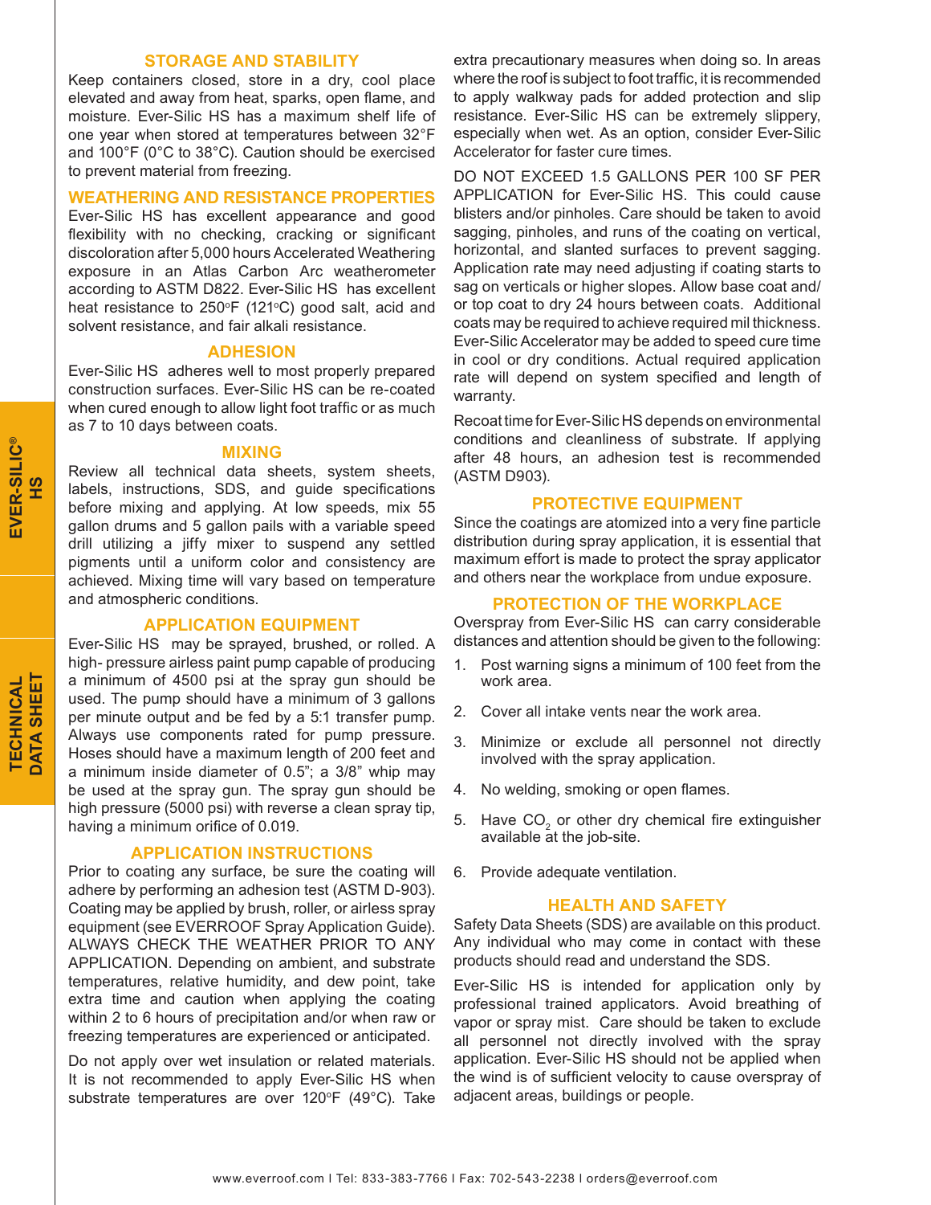## STORAGE AND STABILITY

Keep containers closed, store in a dry, cool place elevated and away from heat, sparks, open flame, and moisture. Ever-Silic HS has a maximum shelf life of one year when stored at temperatures between 32°F and 100°F (0°C to 38°C). Caution should be exercised to prevent material from freezing.

## WEATHERING AND RESISTANCE PROPERTIES

Ever-Silic HS has excellent appearance and good flexibility with no checking, cracking or significant discoloration after 5,000 hours Accelerated Weathering exposure in an Atlas Carbon Arc weatherometer according to ASTM D822. Ever-Silic HS has excellent heat resistance to 250°F (121°C) good salt, acid and solvent resistance, and fair alkali resistance.

## ADHESION

Ever-Silic HS adheres well to most properly prepared construction surfaces. Ever-Silic HS can be re-coated when cured enough to allow light foot traffic or as much as 7 to 10 days between coats.

## MIXING

Review all technical data sheets, system sheets, labels, instructions, SDS, and guide specifications before mixing and applying. At low speeds, mix 55 gallon drums and 5 gallon pails with a variable speed drill utilizing a jiffy mixer to suspend any settled pigments until a uniform color and consistency are achieved. Mixing time will vary based on temperature and atmospheric conditions.

## APPLICATION EQUIPMENT

Ever-Silic HS may be sprayed, brushed, or rolled. A high- pressure airless paint pump capable of producing a minimum of 4500 psi at the spray gun should be used. The pump should have a minimum of 3 gallons per minute output and be fed by a 5:1 transfer pump. Always use components rated for pump pressure. Hoses should have a maximum length of 200 feet and a minimum inside diameter of 0.5"; a 3/8" whip may be used at the spray gun. The spray gun should be high pressure (5000 psi) with reverse a clean spray tip, having a minimum orifice of 0.019.

## APPLICATION INSTRUCTIONS

Prior to coating any surface, be sure the coating will adhere by performing an adhesion test (ASTM D-903). Coating may be applied by brush, roller, or airless spray equipment (see EVERROOF Spray Application Guide). ALWAYS CHECK THE WEATHER PRIOR TO ANY APPLICATION. Depending on ambient, and substrate temperatures, relative humidity, and dew point, take extra time and caution when applying the coating within 2 to 6 hours of precipitation and/or when raw or freezing temperatures are experienced or anticipated.

Do not apply over wet insulation or related materials. It is not recommended to apply Ever-Silic HS when substrate temperatures are over 120°F (49°C). Take extra precautionary measures when doing so. In areas where the roof is subject to foot traffic, it is recommended to apply walkway pads for added protection and slip resistance. Ever-Silic HS can be extremely slippery, especially when wet. As an option, consider Ever-Silic Accelerator for faster cure times.

DO NOT EXCEED 1.5 GALLONS PER 100 SF PER APPLICATION for Ever-Silic HS. This could cause blisters and/or pinholes. Care should be taken to avoid sagging, pinholes, and runs of the coating on vertical, horizontal, and slanted surfaces to prevent sagging. Application rate may need adjusting if coating starts to sag on verticals or higher slopes. Allow base coat and/or top coat to dry 24 hours between coats. Additional coats may be required to achieve required mil thickness. Ever-Silic Accelerator may be added to speed cure time in cool or dry conditions. Actual required application rate will depend on system specified and length of warranty.

Recoat time for Ever-Silic HS depends on environmental conditions and cleanliness of substrate. If applying after 48 hours, an adhesion test is recommended (ASTM D903).

## PROTECTIVE EQUIPMENT

Since the coatings are atomized into a very fine particle distribution during spray application, it is essential that maximum effort is made to protect the spray applicator and others near the workplace from undue exposure.

## PROTECTION OF THE WORKPLACE

Overspray from Ever-Silic HS can carry considerable distances and attention should be given to the following:

1. Post warning signs a minimum of 100 feet from the work area.
2. Cover all intake vents near the work area.
3. Minimize or exclude all personnel not directly involved with the spray application.
4. No welding, smoking or open flames.
5. Have $CO_2$ or other dry chemical fire extinguisher available at the job-site.
6. Provide adequate ventilation.

## HEALTH AND SAFETY

Safety Data Sheets (SDS) are available on this product. Any individual who may come in contact with these products should read and understand the SDS.

Ever-Silic HS is intended for application only by professional trained applicators. Avoid breathing of vapor or spray mist. Care should be taken to exclude all personnel not directly involved with the spray application. Ever-Silic HS should not be applied when the wind is of sufficient velocity to cause overspray of adjacent areas, buildings or people.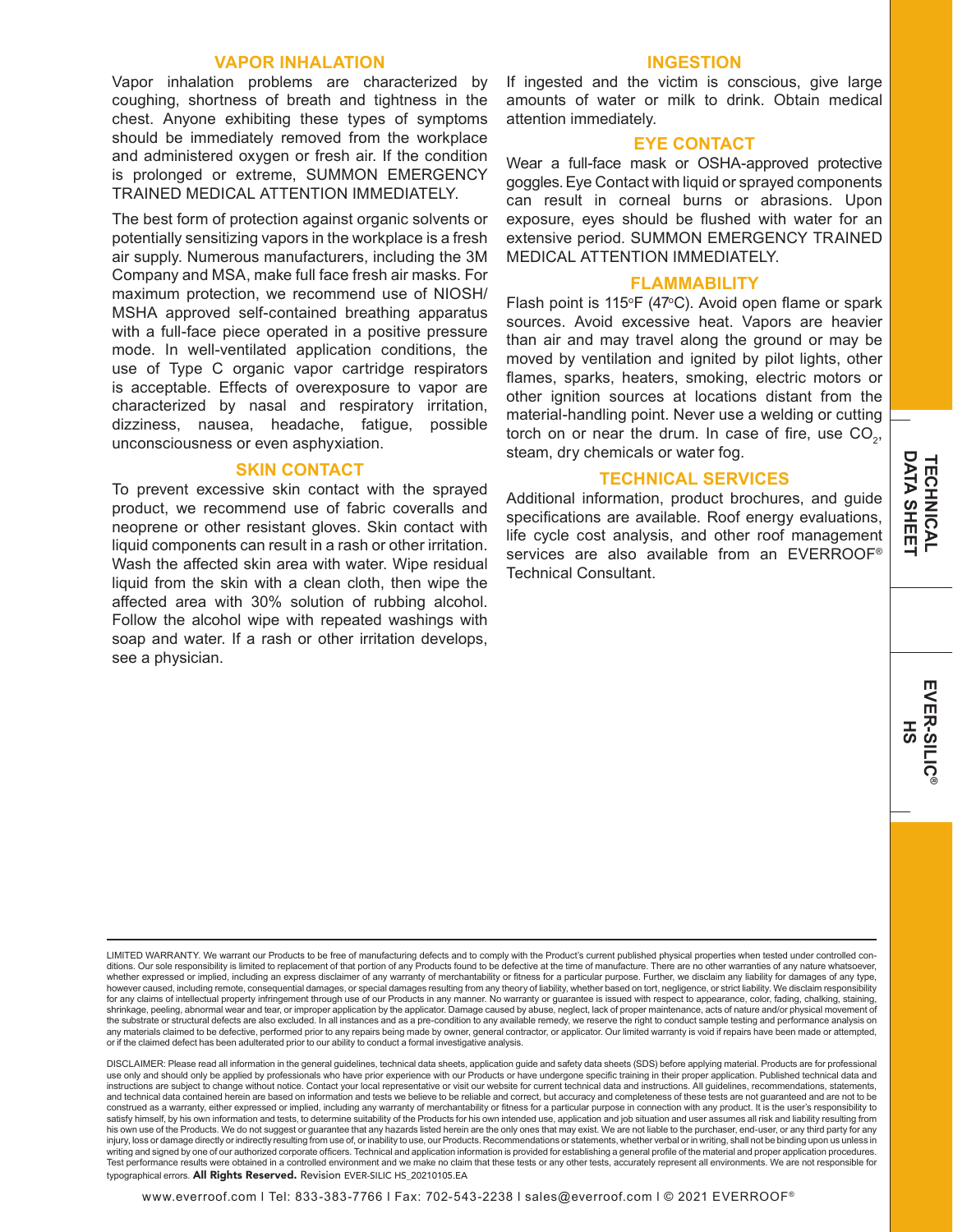## VAPOR INHALATION

Vapor inhalation problems are characterized by coughing, shortness of breath and tightness in the chest. Anyone exhibiting these types of symptoms should be immediately removed from the workplace and administered oxygen or fresh air. If the condition is prolonged or extreme, SUMMON EMERGENCY TRAINED MEDICAL ATTENTION IMMEDIATELY.

The best form of protection against organic solvents or potentially sensitizing vapors in the workplace is a fresh air supply. Numerous manufacturers, including the 3M Company and MSA, make full face fresh air masks. For maximum protection, we recommend use of NIOSH/ MSHA approved self-contained breathing apparatus with a full-face piece operated in a positive pressure mode. In well-ventilated application conditions, the use of Type C organic vapor cartridge respirators is acceptable. Effects of overexposure to vapor are characterized by nasal and respiratory irritation, dizziness, nausea, headache, fatigue, possible unconsciousness or even asphyxiation.

## SKIN CONTACT

To prevent excessive skin contact with the sprayed product, we recommend use of fabric coveralls and neoprene or other resistant gloves. Skin contact with liquid components can result in a rash or other irritation. Wash the affected skin area with water. Wipe residual liquid from the skin with a clean cloth, then wipe the affected area with 30% solution of rubbing alcohol. Follow the alcohol wipe with repeated washings with soap and water. If a rash or other irritation develops, see a physician.

## INGESTION

If ingested and the victim is conscious, give large amounts of water or milk to drink. Obtain medical attention immediately.

## EYE CONTACT

Wear a full-face mask or OSHA-approved protective goggles. Eye Contact with liquid or sprayed components can result in corneal burns or abrasions. Upon exposure, eyes should be flushed with water for an extensive period. SUMMON EMERGENCY TRAINED MEDICAL ATTENTION IMMEDIATELY.

## FLAMMABILITY

Flash point is 115°F (47°C). Avoid open flame or spark sources. Avoid excessive heat. Vapors are heavier than air and may travel along the ground or may be moved by ventilation and ignited by pilot lights, other flames, sparks, heaters, smoking, electric motors or other ignition sources at locations distant from the material-handling point. Never use a welding or cutting torch on or near the drum. In case of fire, use $CO_2$, steam, dry chemicals or water fog.

## TECHNICAL SERVICES

Additional information, product brochures, and guide specifications are available. Roof energy evaluations, life cycle cost analysis, and other roof management services are also available from an EVERROOF® Technical Consultant.

LIMITED WARRANTY. We warrant our Products to be free of manufacturing defects and to comply with the Product's current published physical properties when tested under controlled conditions. Our sole responsibility is limited to replacement of that portion of any Products found to be defective at the time of manufacture. There are no other warranties of any nature whatsoever, whether expressed or implied, including an express disclaimer of any warranty of merchantability or fitness for a particular purpose. Further, we disclaim any liability for damages of any type, however caused, including remote, consequential damages, or special damages resulting from any theory of liability, whether based on tort, negligence, or strict liability. We disclaim responsibility for any claims of intellectual property infringement through use of our Products in any manner. No warranty or guarantee is issued with respect to appearance, color, fading, chalking, staining, shrinkage, peeling, abnormal wear and tear, or improper application by the applicator. Damage caused by abuse, neglect, lack of proper maintenance, acts of nature and/or physical movement of the substrate or structural defects are also excluded. In all instances and as a pre-condition to any available remedy, we reserve the right to conduct sample testing and performance analysis on any materials claimed to be defective, performed prior to any repairs being made by owner, general contractor, or applicator. Our limited warranty is void if repairs have been made or attempted, or if the claimed defect has been adulterated prior to our ability to conduct a formal investigative analysis.

DISCLAIMER: Please read all information in the general guidelines, technical data sheets, application guide and safety data sheets (SDS) before applying material. Products are for professional use only and should only be applied by professionals who have prior experience with our Products or have undergone specific training in their proper application. Published technical data and instructions are subject to change without notice. Contact your local representative or visit our website for current technical data and instructions. All guidelines, recommendations, statements, and technical data contained herein are based on information and tests we believe to be reliable and correct, but accuracy and completeness of these tests are not guaranteed and are not to be construed as a warranty, either expressed or implied, including any warranty of merchantability or fitness for a particular purpose in connection with any product. It is the user's responsibility to satisfy himself, by his own information and tests, to determine suitability of the Products for his own intended use, application and job situation and user assumes all risk and liability resulting from his own use of the Products. We do not suggest or guarantee that any hazards listed herein are the only ones that may exist. We are not liable to the purchaser, end-user, or any third party for any injury, loss or damage directly or indirectly resulting from use of, or inability to use, our Products. Recommendations or statements, whether verbal or in writing, shall not be binding upon us unless in writing and signed by one of our authorized corporate officers. Technical and application information is provided for establishing a general profile of the material and proper application procedures. Test performance results were obtained in a controlled environment and we make no claim that these tests or any other tests, accurately represent all environments. We are not responsible for typographical errors. **All Rights Reserved.** Revision EVER-SILIC HS_20210105.EA

www.everroof.com l Tel: 833-383-7766 l Fax: 702-543-2238 l sales@everroof.com l © 2021 EVERROOF®